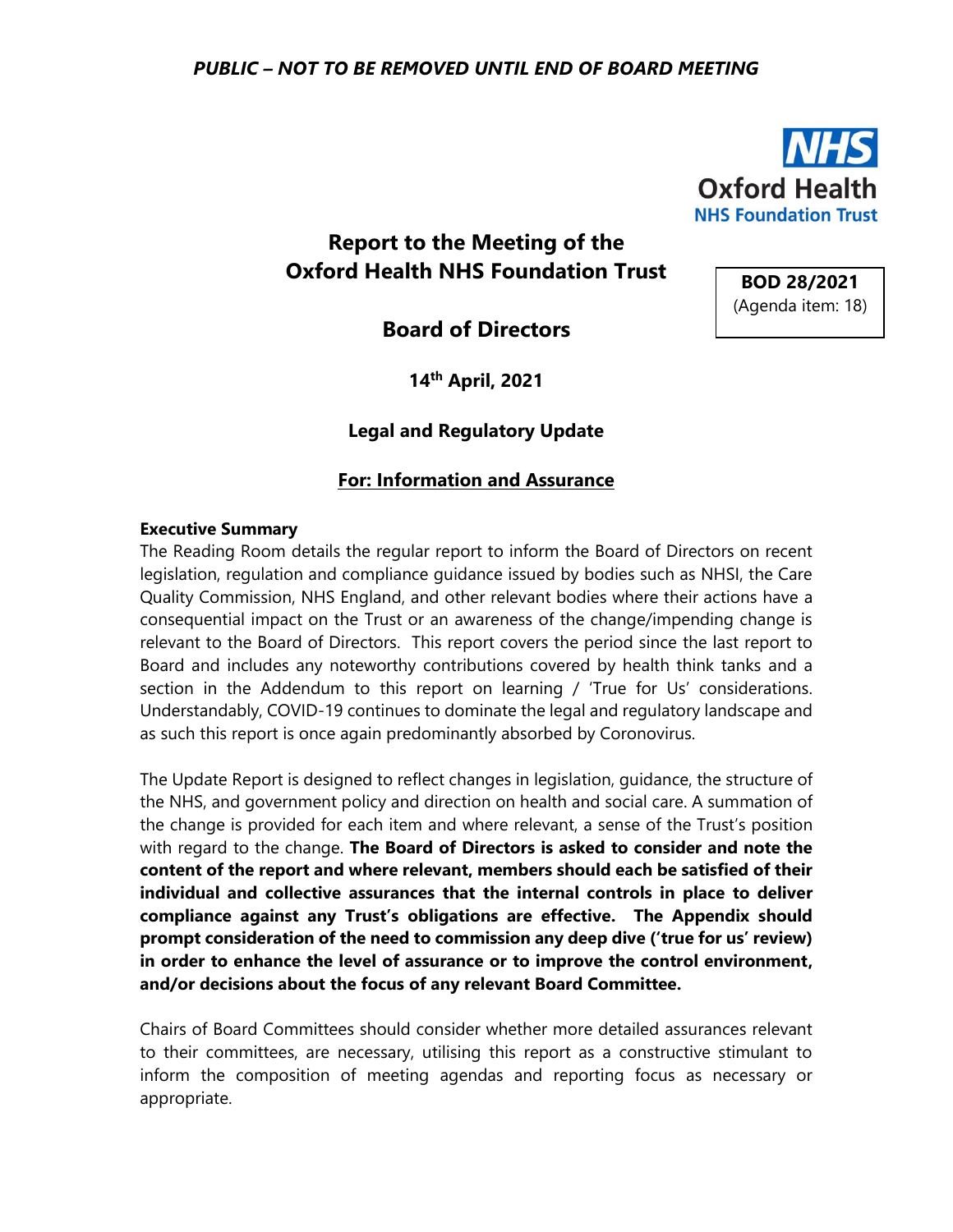***PUBLIC – NOT TO BE REMOVED UNTIL END OF BOARD MEETING***

NHS Oxford Health NHS Foundation Trust

# Report to the Meeting of the Oxford Health NHS Foundation Trust

**BOD 28/2021**
(Agenda item: 18)

## Board of Directors

**14th April, 2021**

**Legal and Regulatory Update**

**For: Information and Assurance**

**Executive Summary**

The Reading Room details the regular report to inform the Board of Directors on recent legislation, regulation and compliance guidance issued by bodies such as NHSI, the Care Quality Commission, NHS England, and other relevant bodies where their actions have a consequential impact on the Trust or an awareness of the change/impending change is relevant to the Board of Directors. This report covers the period since the last report to Board and includes any noteworthy contributions covered by health think tanks and a section in the Addendum to this report on learning / 'True for Us' considerations. Understandably, COVID-19 continues to dominate the legal and regulatory landscape and as such this report is once again predominantly absorbed by Coronovirus.

The Update Report is designed to reflect changes in legislation, guidance, the structure of the NHS, and government policy and direction on health and social care. A summation of the change is provided for each item and where relevant, a sense of the Trust's position with regard to the change. **The Board of Directors is asked to consider and note the content of the report and where relevant, members should each be satisfied of their individual and collective assurances that the internal controls in place to deliver compliance against any Trust's obligations are effective. The Appendix should prompt consideration of the need to commission any deep dive ('true for us' review) in order to enhance the level of assurance or to improve the control environment, and/or decisions about the focus of any relevant Board Committee.**

Chairs of Board Committees should consider whether more detailed assurances relevant to their committees, are necessary, utilising this report as a constructive stimulant to inform the composition of meeting agendas and reporting focus as necessary or appropriate.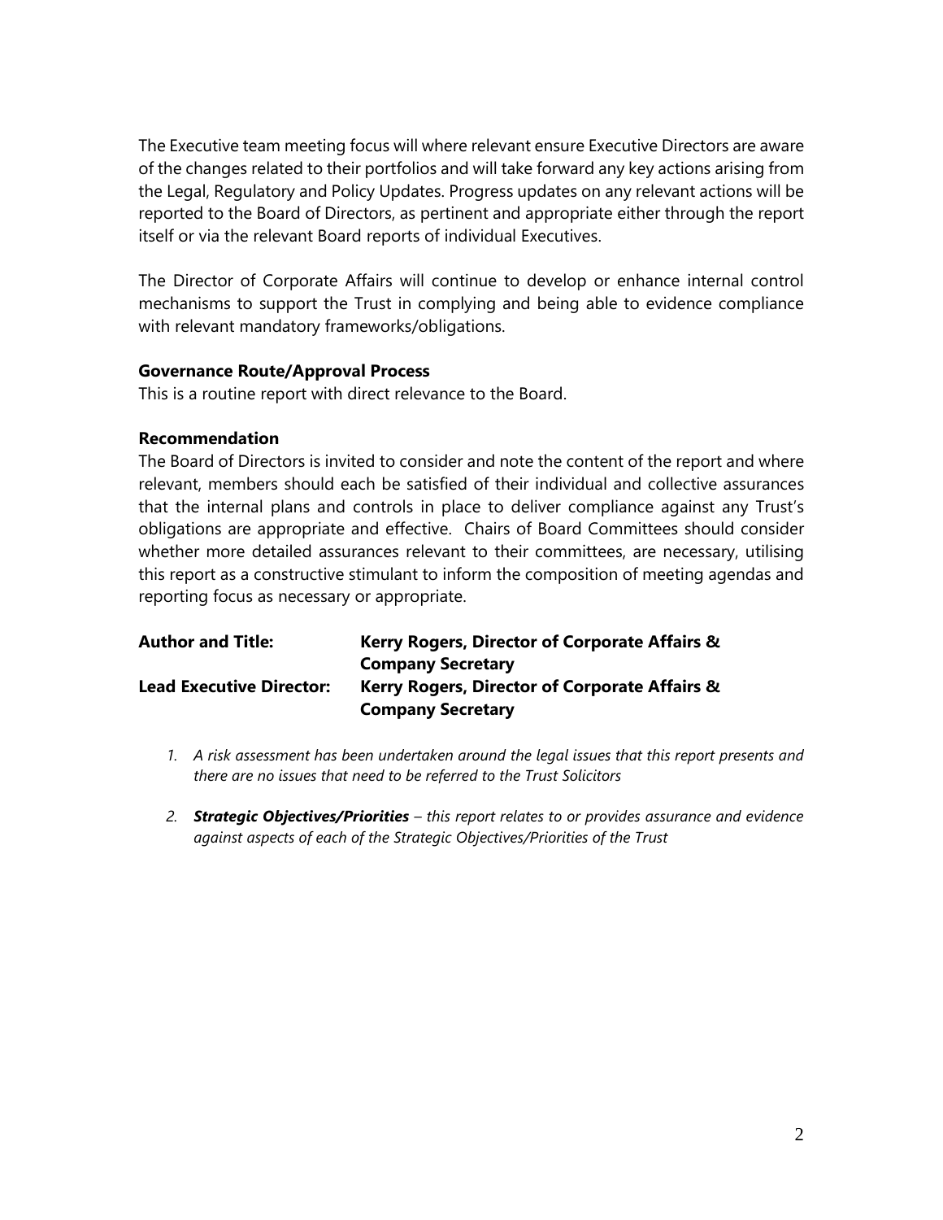The Executive team meeting focus will where relevant ensure Executive Directors are aware of the changes related to their portfolios and will take forward any key actions arising from the Legal, Regulatory and Policy Updates. Progress updates on any relevant actions will be reported to the Board of Directors, as pertinent and appropriate either through the report itself or via the relevant Board reports of individual Executives.

The Director of Corporate Affairs will continue to develop or enhance internal control mechanisms to support the Trust in complying and being able to evidence compliance with relevant mandatory frameworks/obligations.

**Governance Route/Approval Process**

This is a routine report with direct relevance to the Board.

**Recommendation**

The Board of Directors is invited to consider and note the content of the report and where relevant, members should each be satisfied of their individual and collective assurances that the internal plans and controls in place to deliver compliance against any Trust's obligations are appropriate and effective. Chairs of Board Committees should consider whether more detailed assurances relevant to their committees, are necessary, utilising this report as a constructive stimulant to inform the composition of meeting agendas and reporting focus as necessary or appropriate.

| | |
|---|---|
| **Author and Title:** | **Kerry Rogers, Director of Corporate Affairs & Company Secretary** |
| **Lead Executive Director:** | **Kerry Rogers, Director of Corporate Affairs & Company Secretary** |

1. *A risk assessment has been undertaken around the legal issues that this report presents and there are no issues that need to be referred to the Trust Solicitors*

2. ***Strategic Objectives/Priorities** – this report relates to or provides assurance and evidence against aspects of each of the Strategic Objectives/Priorities of the Trust*